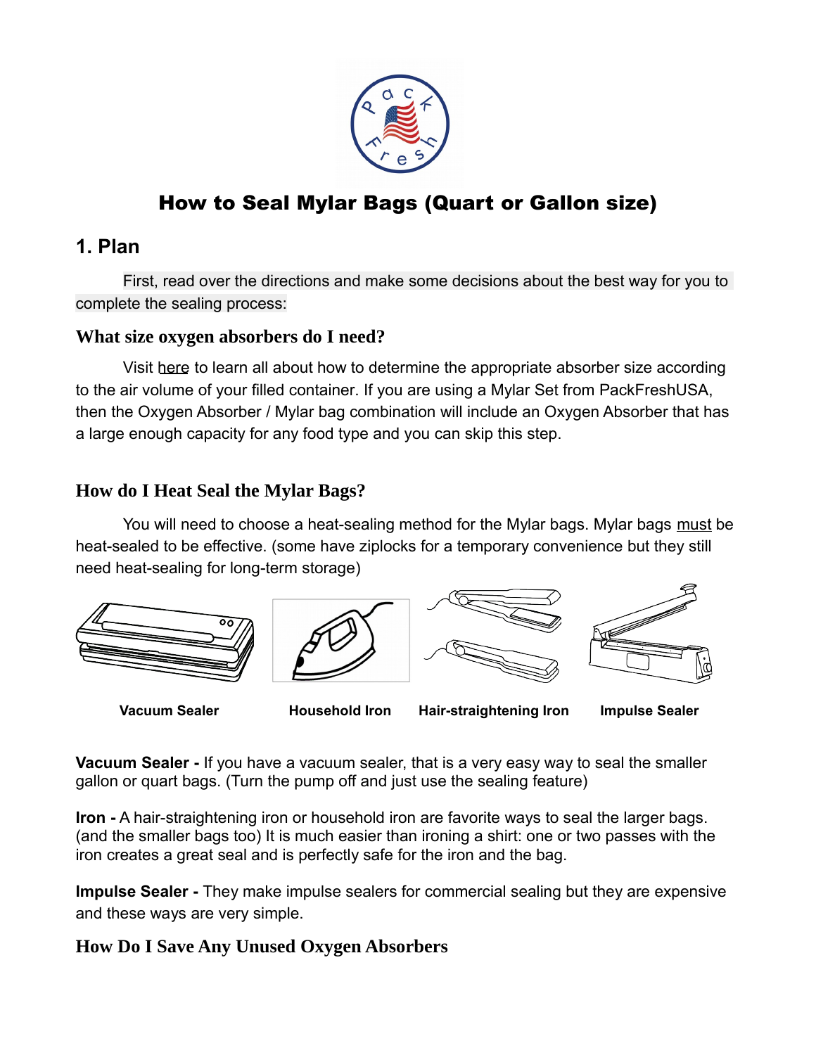# How to Seal Mylar Bags (Quart or Gallon size)

## 1. Plan

First, read over the directions and make some decisions about the best way for you to complete the sealing process:

### What size oxygen absorbers do I need?

Visit here to learn all about how to determine the appropriate absorber size according to the air volume of your filled container. If you are using a Mylar Set from PackFreshUSA, then the Oxygen Absorber / Mylar bag combination will include an Oxygen Absorber that has a large enough capacity for any food type and you can skip this step.

### How do I Heat Seal the Mylar Bags?

You will need to choose a heat-sealing method for the Mylar bags. Mylar bags must be heat-sealed to be effective. (some have ziplocks for a temporary convenience but they still need heat-sealing for long-term storage)

**Vacuum Sealer** **Household Iron** **Hair-straightening Iron** **Impulse Sealer**

**Vacuum Sealer -** If you have a vacuum sealer, that is a very easy way to seal the smaller gallon or quart bags. (Turn the pump off and just use the sealing feature)

**Iron -** A hair-straightening iron or household iron are favorite ways to seal the larger bags. (and the smaller bags too) It is much easier than ironing a shirt: one or two passes with the iron creates a great seal and is perfectly safe for the iron and the bag.

**Impulse Sealer -** They make impulse sealers for commercial sealing but they are expensive and these ways are very simple.

### How Do I Save Any Unused Oxygen Absorbers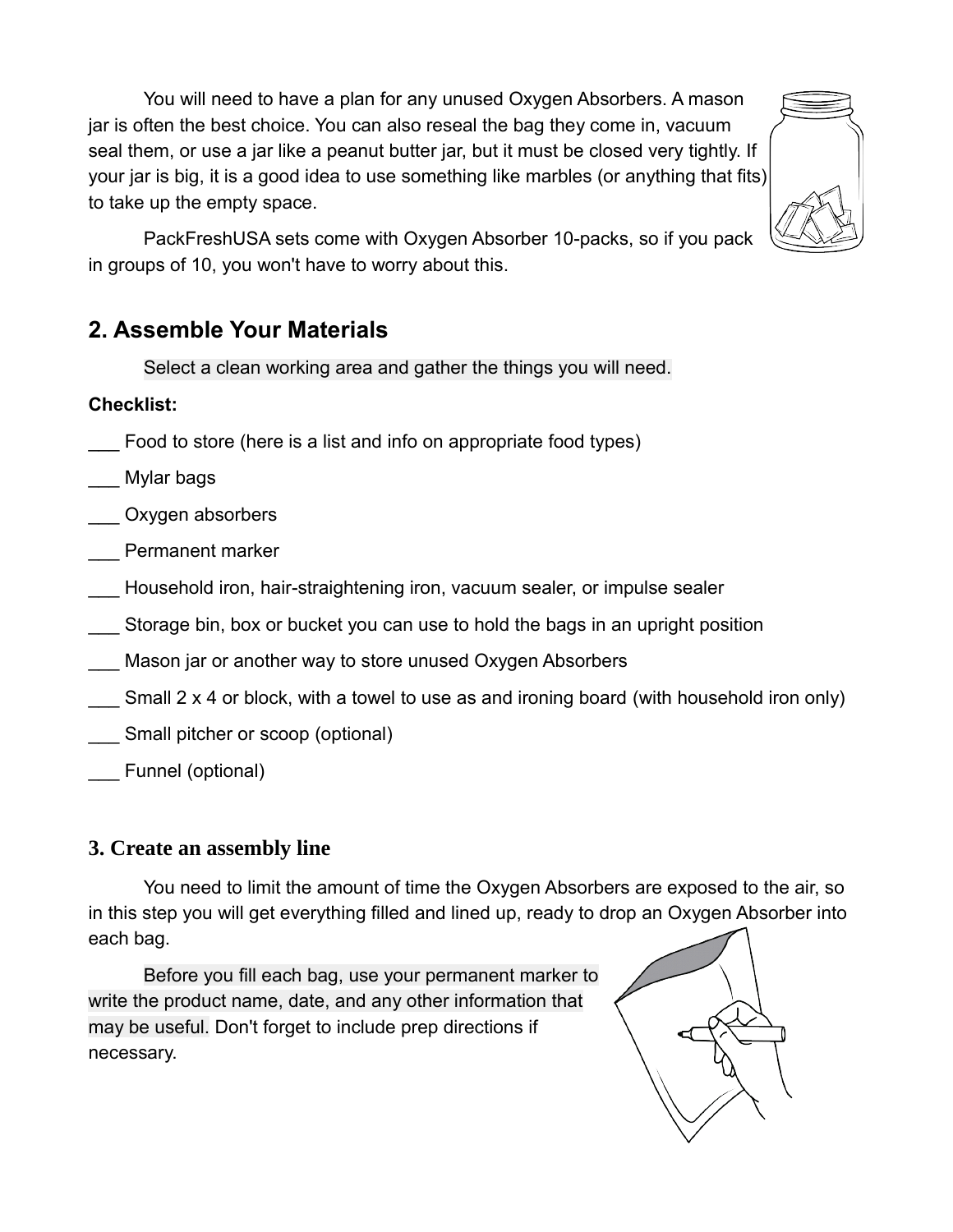You will need to have a plan for any unused Oxygen Absorbers. A mason jar is often the best choice. You can also reseal the bag they come in, vacuum seal them, or use a jar like a peanut butter jar, but it must be closed very tightly. If your jar is big, it is a good idea to use something like marbles (or anything that fits) to take up the empty space.

PackFreshUSA sets come with Oxygen Absorber 10-packs, so if you pack in groups of 10, you won't have to worry about this.

## 2. Assemble Your Materials

Select a clean working area and gather the things you will need.

**Checklist:**

___ Food to store (here is a list and info on appropriate food types)

___ Mylar bags

___ Oxygen absorbers

___ Permanent marker

___ Household iron, hair-straightening iron, vacuum sealer, or impulse sealer

___ Storage bin, box or bucket you can use to hold the bags in an upright position

___ Mason jar or another way to store unused Oxygen Absorbers

___ Small 2 x 4 or block, with a towel to use as and ironing board (with household iron only)

___ Small pitcher or scoop (optional)

___ Funnel (optional)

## 3. Create an assembly line

You need to limit the amount of time the Oxygen Absorbers are exposed to the air, so in this step you will get everything filled and lined up, ready to drop an Oxygen Absorber into each bag.

Before you fill each bag, use your permanent marker to write the product name, date, and any other information that may be useful. Don't forget to include prep directions if necessary.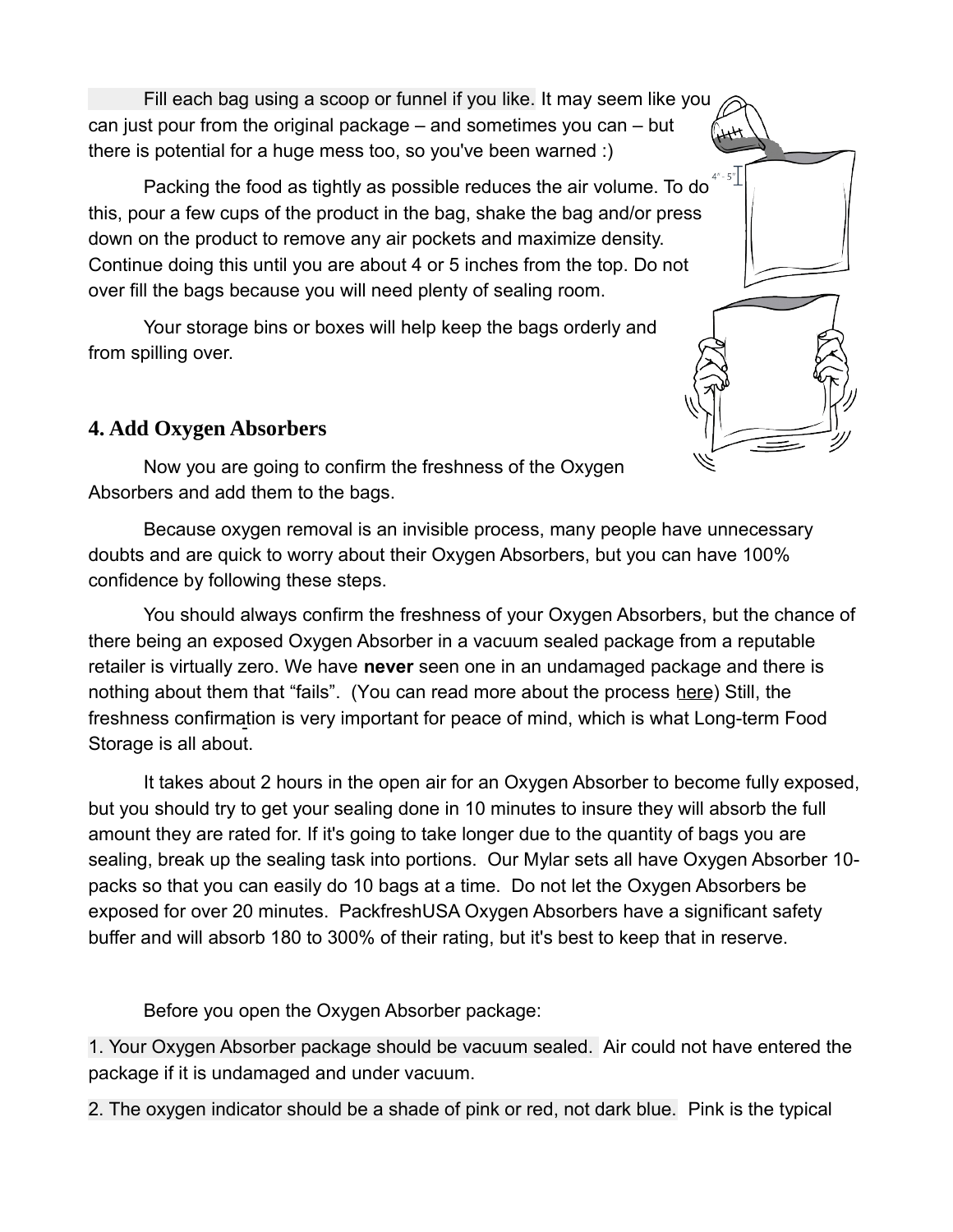Fill each bag using a scoop or funnel if you like. It may seem like you can just pour from the original package – and sometimes you can – but there is potential for a huge mess too, so you've been warned :)

Packing the food as tightly as possible reduces the air volume. To do this, pour a few cups of the product in the bag, shake the bag and/or press down on the product to remove any air pockets and maximize density. Continue doing this until you are about 4 or 5 inches from the top. Do not over fill the bags because you will need plenty of sealing room.

Your storage bins or boxes will help keep the bags orderly and from spilling over.

### 4. Add Oxygen Absorbers

Now you are going to confirm the freshness of the Oxygen Absorbers and add them to the bags.

Because oxygen removal is an invisible process, many people have unnecessary doubts and are quick to worry about their Oxygen Absorbers, but you can have 100% confidence by following these steps.

You should always confirm the freshness of your Oxygen Absorbers, but the chance of there being an exposed Oxygen Absorber in a vacuum sealed package from a reputable retailer is virtually zero. We have **never** seen one in an undamaged package and there is nothing about them that "fails". (You can read more about the process here) Still, the freshness confirmation is very important for peace of mind, which is what Long-term Food Storage is all about.

It takes about 2 hours in the open air for an Oxygen Absorber to become fully exposed, but you should try to get your sealing done in 10 minutes to insure they will absorb the full amount they are rated for. If it's going to take longer due to the quantity of bags you are sealing, break up the sealing task into portions. Our Mylar sets all have Oxygen Absorber 10-packs so that you can easily do 10 bags at a time. Do not let the Oxygen Absorbers be exposed for over 20 minutes. PackfreshUSA Oxygen Absorbers have a significant safety buffer and will absorb 180 to 300% of their rating, but it's best to keep that in reserve.

Before you open the Oxygen Absorber package:

1. Your Oxygen Absorber package should be vacuum sealed. Air could not have entered the package if it is undamaged and under vacuum.
2. The oxygen indicator should be a shade of pink or red, not dark blue. Pink is the typical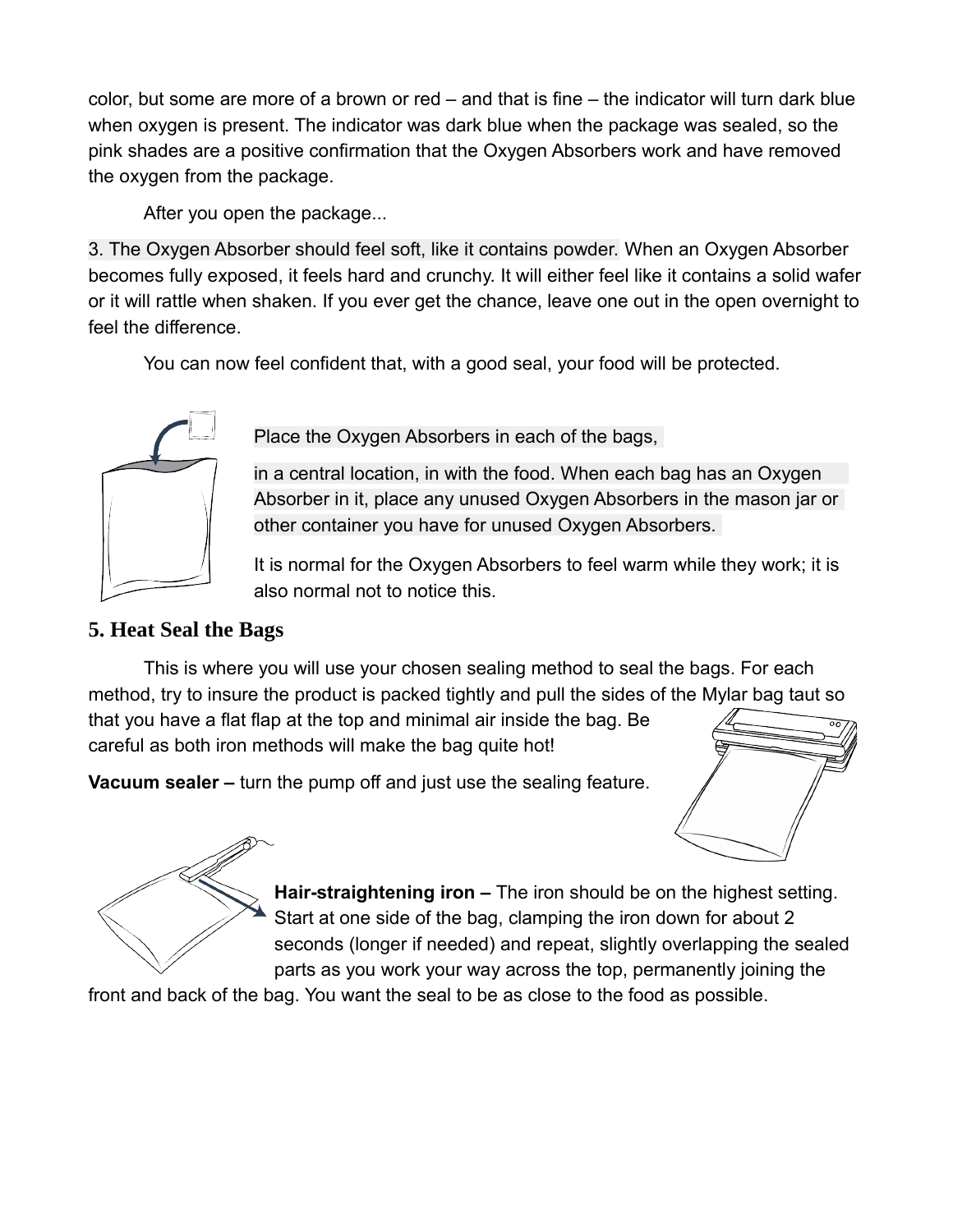color, but some are more of a brown or red – and that is fine – the indicator will turn dark blue when oxygen is present. The indicator was dark blue when the package was sealed, so the pink shades are a positive confirmation that the Oxygen Absorbers work and have removed the oxygen from the package.

After you open the package...

3. The Oxygen Absorber should feel soft, like it contains powder. When an Oxygen Absorber becomes fully exposed, it feels hard and crunchy. It will either feel like it contains a solid wafer or it will rattle when shaken. If you ever get the chance, leave one out in the open overnight to feel the difference.

You can now feel confident that, with a good seal, your food will be protected.

Place the Oxygen Absorbers in each of the bags, in a central location, in with the food. When each bag has an Oxygen Absorber in it, place any unused Oxygen Absorbers in the mason jar or other container you have for unused Oxygen Absorbers.

It is normal for the Oxygen Absorbers to feel warm while they work; it is also normal not to notice this.

## 5. Heat Seal the Bags

This is where you will use your chosen sealing method to seal the bags. For each method, try to insure the product is packed tightly and pull the sides of the Mylar bag taut so that you have a flat flap at the top and minimal air inside the bag. Be careful as both iron methods will make the bag quite hot!

**Vacuum sealer –** turn the pump off and just use the sealing feature.

**Hair-straightening iron –** The iron should be on the highest setting. Start at one side of the bag, clamping the iron down for about 2 seconds (longer if needed) and repeat, slightly overlapping the sealed parts as you work your way across the top, permanently joining the front and back of the bag. You want the seal to be as close to the food as possible.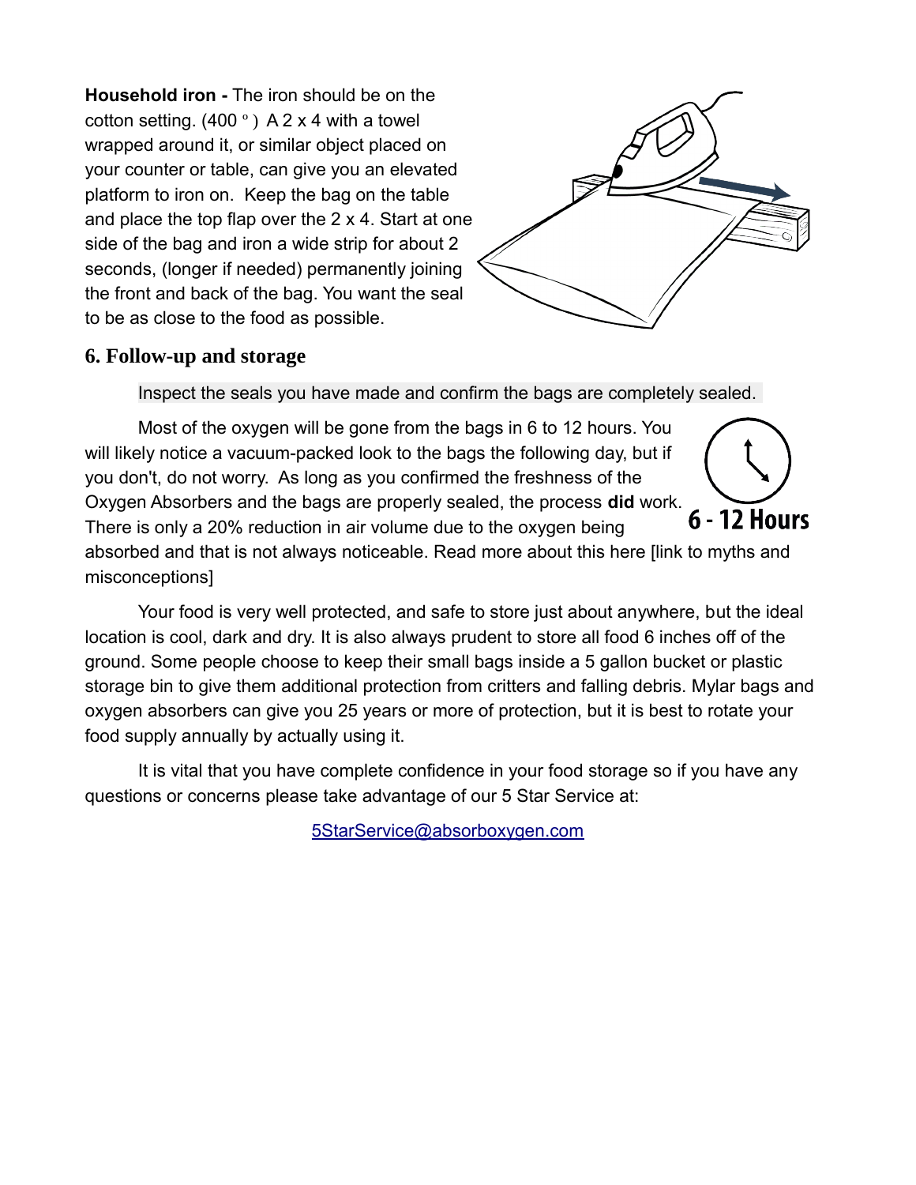**Household iron -** The iron should be on the cotton setting. (400 ° ) A 2 x 4 with a towel wrapped around it, or similar object placed on your counter or table, can give you an elevated platform to iron on. Keep the bag on the table and place the top flap over the 2 x 4. Start at one side of the bag and iron a wide strip for about 2 seconds, (longer if needed) permanently joining the front and back of the bag. You want the seal to be as close to the food as possible.

## 6. Follow-up and storage

Inspect the seals you have made and confirm the bags are completely sealed.

Most of the oxygen will be gone from the bags in 6 to 12 hours. You will likely notice a vacuum-packed look to the bags the following day, but if you don't, do not worry. As long as you confirmed the freshness of the Oxygen Absorbers and the bags are properly sealed, the process **did** work. There is only a 20% reduction in air volume due to the oxygen being absorbed and that is not always noticeable. Read more about this here [link to myths and misconceptions]

6 - 12 Hours

Your food is very well protected, and safe to store just about anywhere, but the ideal location is cool, dark and dry. It is also always prudent to store all food 6 inches off of the ground. Some people choose to keep their small bags inside a 5 gallon bucket or plastic storage bin to give them additional protection from critters and falling debris. Mylar bags and oxygen absorbers can give you 25 years or more of protection, but it is best to rotate your food supply annually by actually using it.

It is vital that you have complete confidence in your food storage so if you have any questions or concerns please take advantage of our 5 Star Service at:

5StarService@absorboxygen.com